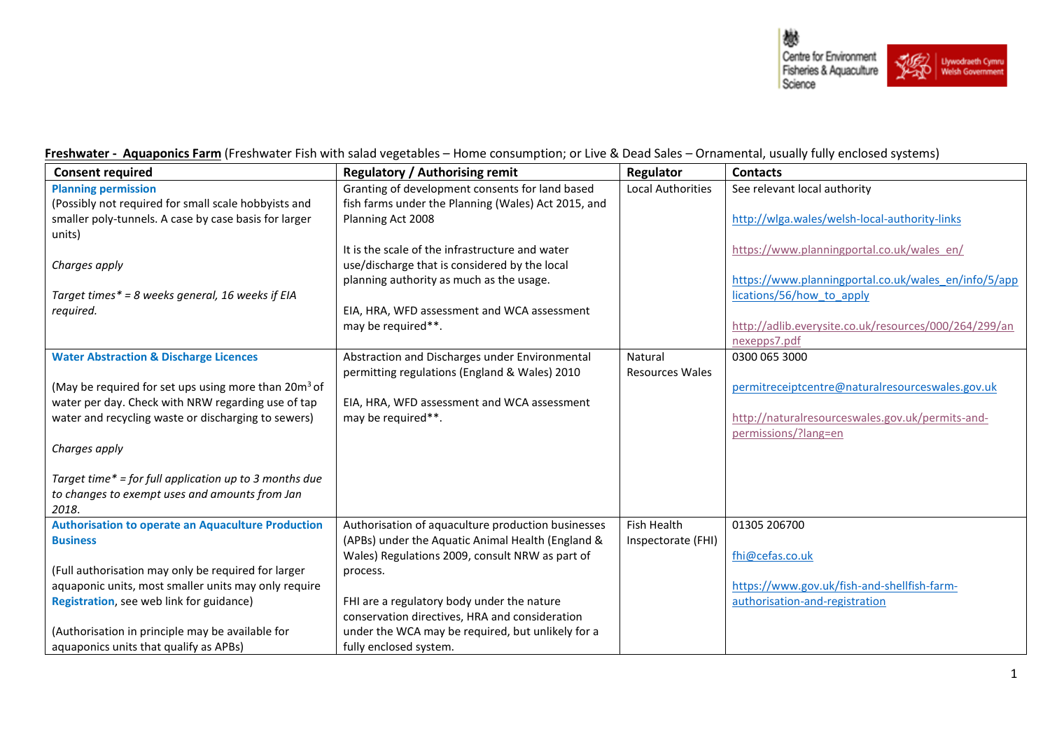**Freshwater - Aquaponics Farm** (Freshwater Fish with salad vegetables – Home consumption; or Live & Dead Sales – Ornamental, usually fully enclosed systems)

| Consent required | Regulatory / Authorising remit | Regulator | Contacts |
|---|---|---|---|
| **Planning permission**<br>(Possibly not required for small scale hobbyists and smaller poly-tunnels. A case by case basis for larger units)<br><br>*Charges apply*<br><br>*Target times* = 8 weeks general, 16 weeks if EIA required.* | Granting of development consents for land based fish farms under the Planning (Wales) Act 2015, and Planning Act 2008<br><br>It is the scale of the infrastructure and water use/discharge that is considered by the local planning authority as much as the usage.<br><br>EIA, HRA, WFD assessment and WCA assessment may be required**. | Local Authorities | See relevant local authority<br><br>http://wlga.wales/welsh-local-authority-links<br><br>https://www.planningportal.co.uk/wales_en/<br><br>https://www.planningportal.co.uk/wales_en/info/5/applications/56/how_to_apply<br><br>http://adlib.everysite.co.uk/resources/000/264/299/annexepps7.pdf |
| **Water Abstraction & Discharge Licences**<br><br>(May be required for set ups using more than 20m$^3$ of water per day. Check with NRW regarding use of tap water and recycling waste or discharging to sewers)<br><br>*Charges apply*<br><br>*Target time* = for full application up to 3 months due to changes to exempt uses and amounts from Jan 2018.* | Abstraction and Discharges under Environmental permitting regulations (England & Wales) 2010<br><br>EIA, HRA, WFD assessment and WCA assessment may be required**. | Natural Resources Wales | 0300 065 3000<br><br>permitreceiptcentre@naturalresourceswales.gov.uk<br><br>http://naturalresourceswales.gov.uk/permits-and-permissions/?lang=en |
| **Authorisation to operate an Aquaculture Production Business**<br><br>(Full authorisation may only be required for larger aquaponic units, most smaller units may only require **Registration**, see web link for guidance)<br><br>(Authorisation in principle may be available for aquaponics units that qualify as APBs) | Authorisation of aquaculture production businesses (APBs) under the Aquatic Animal Health (England & Wales) Regulations 2009, consult NRW as part of process.<br><br>FHI are a regulatory body under the nature conservation directives, HRA and consideration under the WCA may be required, but unlikely for a fully enclosed system. | Fish Health Inspectorate (FHI) | 01305 206700<br><br>fhi@cefas.co.uk<br><br>https://www.gov.uk/fish-and-shellfish-farm-authorisation-and-registration |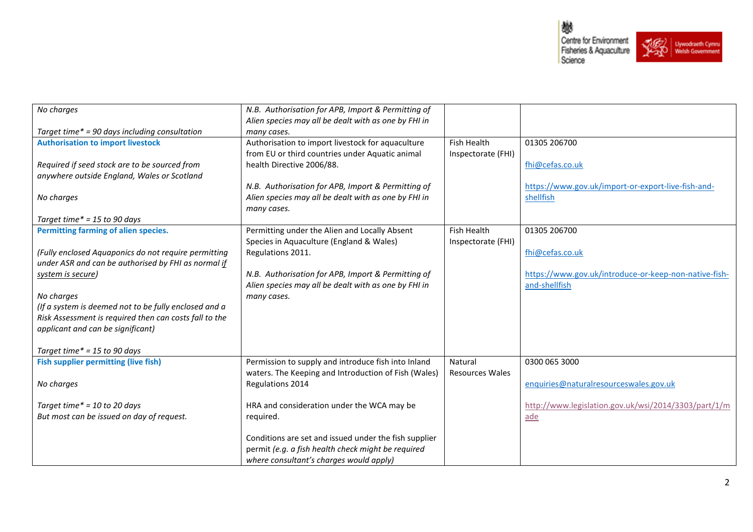| | | | |
|---|---|---|---|
| *No charges*<br><br>*Target time\* = 90 days including consultation* | *N.B. Authorisation for APB, Import & Permitting of Alien species may all be dealt with as one by FHI in many cases.* | | |
| **Authorisation to import livestock**<br><br>*Required if seed stock are to be sourced from anywhere outside England, Wales or Scotland*<br><br>*No charges*<br><br>*Target time\* = 15 to 90 days* | Authorisation to import livestock for aquaculture from EU or third countries under Aquatic animal health Directive 2006/88.<br><br>*N.B. Authorisation for APB, Import & Permitting of Alien species may all be dealt with as one by FHI in many cases.* | Fish Health Inspectorate (FHI) | 01305 206700<br><br>fhi@cefas.co.uk<br><br>https://www.gov.uk/import-or-export-live-fish-and-shellfish |
| **Permitting farming of alien species.**<br><br>*(Fully enclosed Aquaponics do not require permitting under ASR and can be authorised by FHI as normal if system is secure)*<br><br>*No charges*<br>*(If a system is deemed not to be fully enclosed and a Risk Assessment is required then can costs fall to the applicant and can be significant)*<br><br>*Target time\* = 15 to 90 days* | Permitting under the Alien and Locally Absent Species in Aquaculture (England & Wales) Regulations 2011.<br><br>*N.B. Authorisation for APB, Import & Permitting of Alien species may all be dealt with as one by FHI in many cases.* | Fish Health Inspectorate (FHI) | 01305 206700<br><br>fhi@cefas.co.uk<br><br>https://www.gov.uk/introduce-or-keep-non-native-fish-and-shellfish |
| **Fish supplier permitting (live fish)**<br><br>*No charges*<br><br>*Target time\* = 10 to 20 days*<br>*But most can be issued on day of request.* | Permission to supply and introduce fish into Inland waters. The Keeping and Introduction of Fish (Wales) Regulations 2014<br><br>HRA and consideration under the WCA may be required.<br><br>Conditions are set and issued under the fish supplier permit *(e.g. a fish health check might be required where consultant's charges would apply)* | Natural Resources Wales | 0300 065 3000<br><br>enquiries@naturalresourceswales.gov.uk<br><br>http://www.legislation.gov.uk/wsi/2014/3303/part/1/made |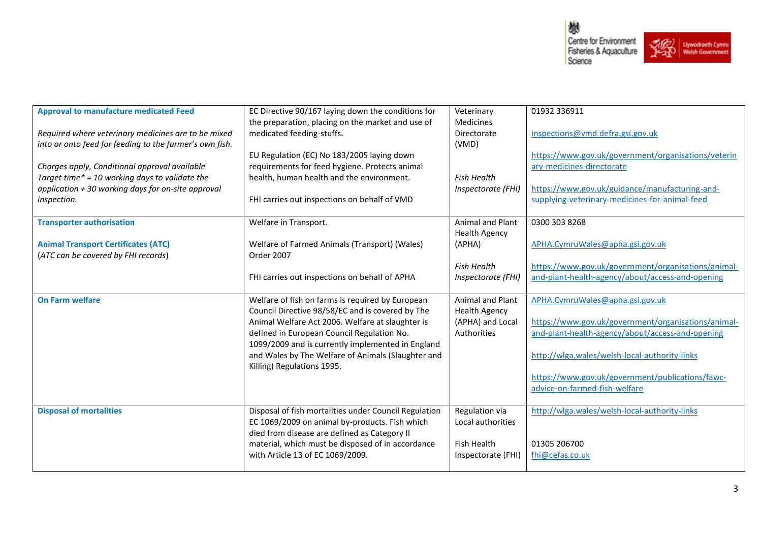| **Approval to manufacture medicated Feed**<br><br>*Required where veterinary medicines are to be mixed into or onto feed for feeding to the farmer's own fish.*<br><br>*Charges apply, Conditional approval available*<br>*Target time* = 10 working days to validate the application + 30 working days for on-site approval inspection.* | EC Directive 90/167 laying down the conditions for the preparation, placing on the market and use of medicated feeding-stuffs.<br><br>EU Regulation (EC) No 183/2005 laying down requirements for feed hygiene. Protects animal health, human health and the environment.<br><br>FHI carries out inspections on behalf of VMD | Veterinary Medicines Directorate (VMD)<br><br>*Fish Health Inspectorate (FHI)* | 01932 336911<br><br>inspections@vmd.defra.gsi.gov.uk<br><br>https://www.gov.uk/government/organisations/veterinary-medicines-directorate<br><br>https://www.gov.uk/guidance/manufacturing-and-supplying-veterinary-medicines-for-animal-feed |
|---|---|---|---|
| **Transporter authorisation**<br><br>**Animal Transport Certificates (ATC)**<br>(*ATC can be covered by FHI records*) | Welfare in Transport.<br><br>Welfare of Farmed Animals (Transport) (Wales) Order 2007<br><br>FHI carries out inspections on behalf of APHA | Animal and Plant Health Agency (APHA)<br><br>*Fish Health Inspectorate (FHI)* | 0300 303 8268<br><br>APHA.CymruWales@apha.gsi.gov.uk<br><br>https://www.gov.uk/government/organisations/animal-and-plant-health-agency/about/access-and-opening |
| **On Farm welfare** | Welfare of fish on farms is required by European Council Directive 98/58/EC and is covered by The Animal Welfare Act 2006. Welfare at slaughter is defined in European Council Regulation No. 1099/2009 and is currently implemented in England and Wales by The Welfare of Animals (Slaughter and Killing) Regulations 1995. | Animal and Plant Health Agency (APHA) and Local Authorities | APHA.CymruWales@apha.gsi.gov.uk<br><br>https://www.gov.uk/government/organisations/animal-and-plant-health-agency/about/access-and-opening<br><br>http://wlga.wales/welsh-local-authority-links<br><br>https://www.gov.uk/government/publications/fawc-advice-on-farmed-fish-welfare |
| **Disposal of mortalities** | Disposal of fish mortalities under Council Regulation EC 1069/2009 on animal by-products. Fish which died from disease are defined as Category II material, which must be disposed of in accordance with Article 13 of EC 1069/2009. | Regulation via Local authorities<br><br>Fish Health Inspectorate (FHI) | http://wlga.wales/welsh-local-authority-links<br><br>01305 206700<br>fhi@cefas.co.uk |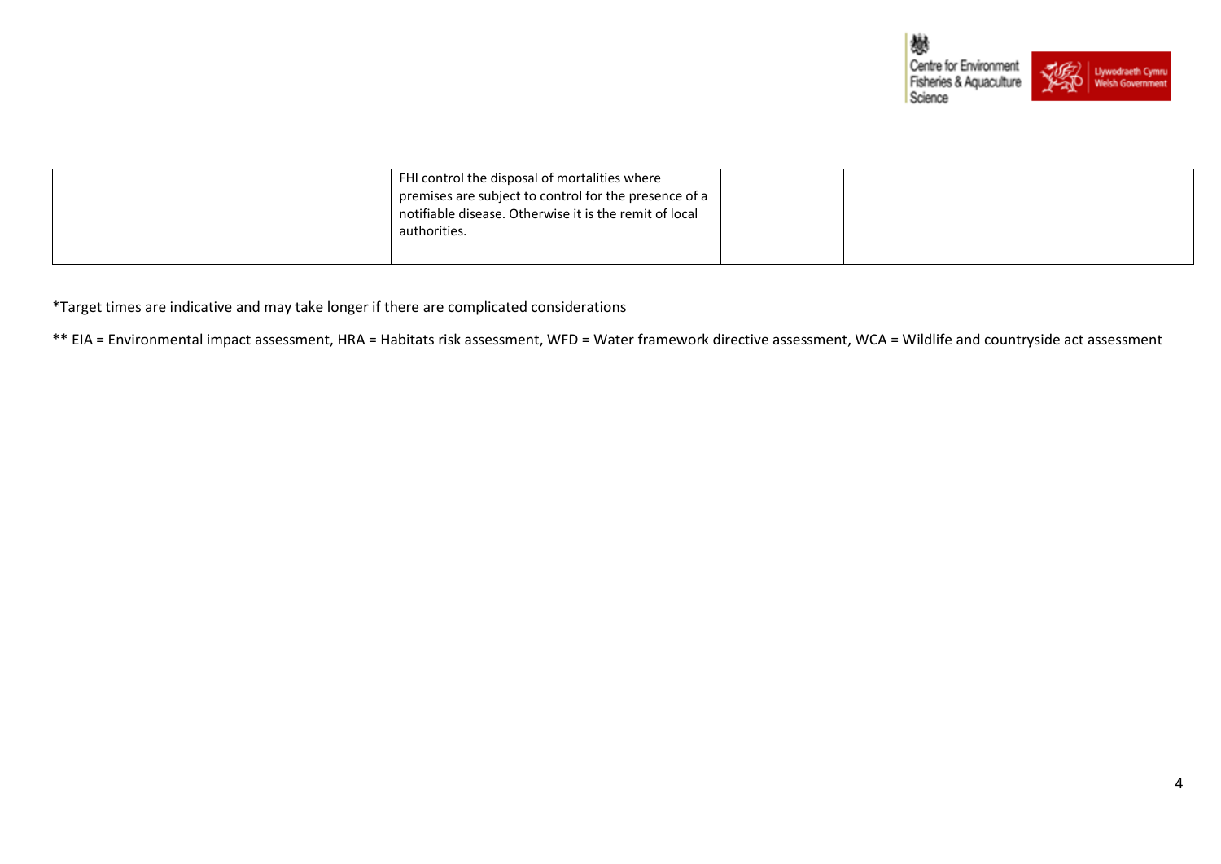| | | | |
|---|---|---|---|
| | FHI control the disposal of mortalities where premises are subject to control for the presence of a notifiable disease. Otherwise it is the remit of local authorities. | | |

*Target times are indicative and may take longer if there are complicated considerations

** EIA = Environmental impact assessment, HRA = Habitats risk assessment, WFD = Water framework directive assessment, WCA = Wildlife and countryside act assessment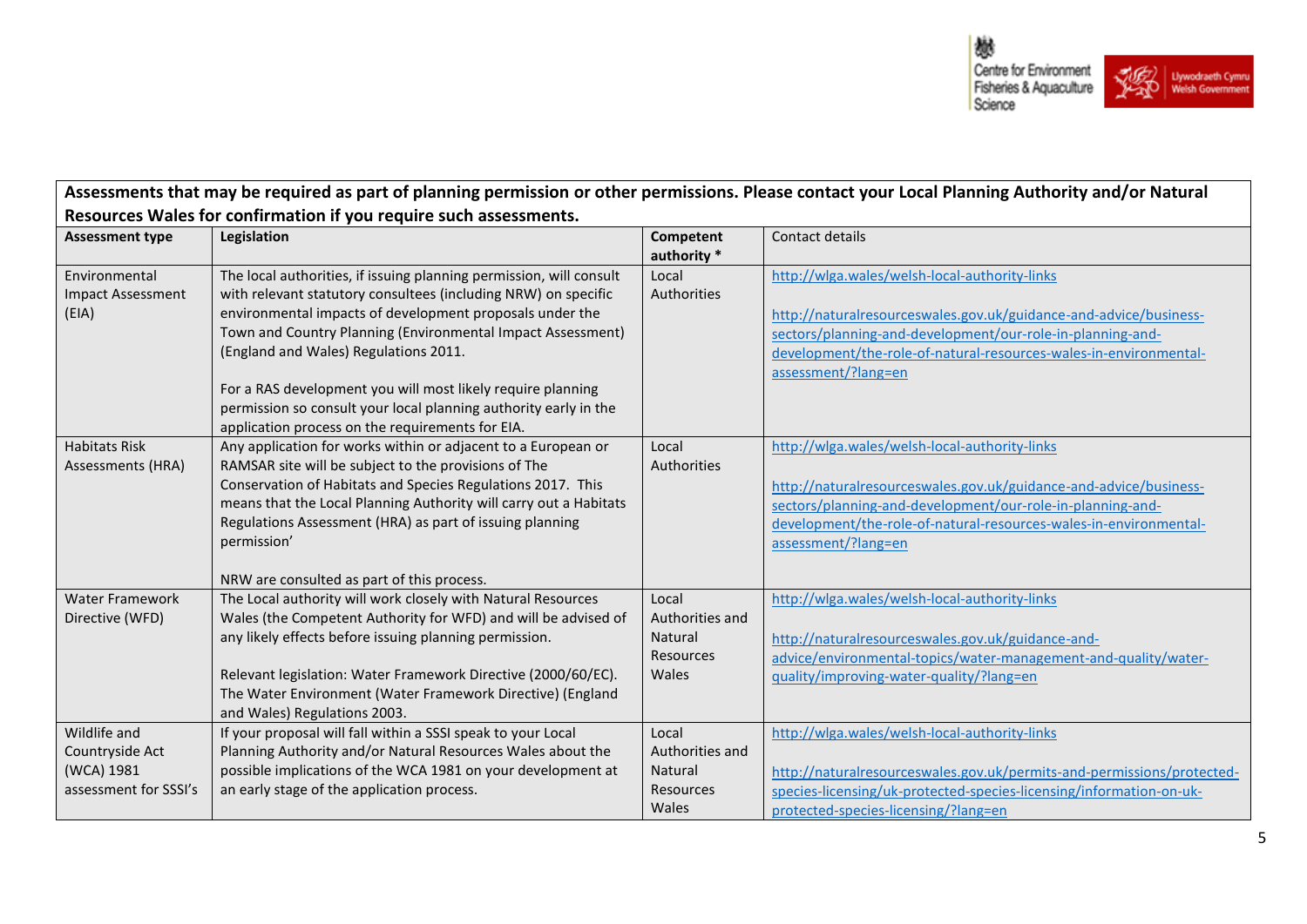**Assessments that may be required as part of planning permission or other permissions. Please contact your Local Planning Authority and/or Natural Resources Wales for confirmation if you require such assessments.**

| **Assessment type** | **Legislation** | **Competent authority *** | Contact details |
|---|---|---|---|
| Environmental Impact Assessment (EIA) | The local authorities, if issuing planning permission, will consult with relevant statutory consultees (including NRW) on specific environmental impacts of development proposals under the Town and Country Planning (Environmental Impact Assessment) (England and Wales) Regulations 2011.<br><br>For a RAS development you will most likely require planning permission so consult your local planning authority early in the application process on the requirements for EIA. | Local Authorities | http://wlga.wales/welsh-local-authority-links<br><br>http://naturalresourceswales.gov.uk/guidance-and-advice/business-sectors/planning-and-development/our-role-in-planning-and-development/the-role-of-natural-resources-wales-in-environmental-assessment/?lang=en |
| Habitats Risk Assessments (HRA) | Any application for works within or adjacent to a European or RAMSAR site will be subject to the provisions of The Conservation of Habitats and Species Regulations 2017. This means that the Local Planning Authority will carry out a Habitats Regulations Assessment (HRA) as part of issuing planning permission'<br><br>NRW are consulted as part of this process. | Local Authorities | http://wlga.wales/welsh-local-authority-links<br><br>http://naturalresourceswales.gov.uk/guidance-and-advice/business-sectors/planning-and-development/our-role-in-planning-and-development/the-role-of-natural-resources-wales-in-environmental-assessment/?lang=en |
| Water Framework Directive (WFD) | The Local authority will work closely with Natural Resources Wales (the Competent Authority for WFD) and will be advised of any likely effects before issuing planning permission.<br><br>Relevant legislation: Water Framework Directive (2000/60/EC). The Water Environment (Water Framework Directive) (England and Wales) Regulations 2003. | Local Authorities and Natural Resources Wales | http://wlga.wales/welsh-local-authority-links<br><br>http://naturalresourceswales.gov.uk/guidance-and-advice/environmental-topics/water-management-and-quality/water-quality/improving-water-quality/?lang=en |
| Wildlife and Countryside Act (WCA) 1981 assessment for SSSI's | If your proposal will fall within a SSSI speak to your Local Planning Authority and/or Natural Resources Wales about the possible implications of the WCA 1981 on your development at an early stage of the application process. | Local Authorities and Natural Resources Wales | http://wlga.wales/welsh-local-authority-links<br><br>http://naturalresourceswales.gov.uk/permits-and-permissions/protected-species-licensing/uk-protected-species-licensing/information-on-uk-protected-species-licensing/?lang=en |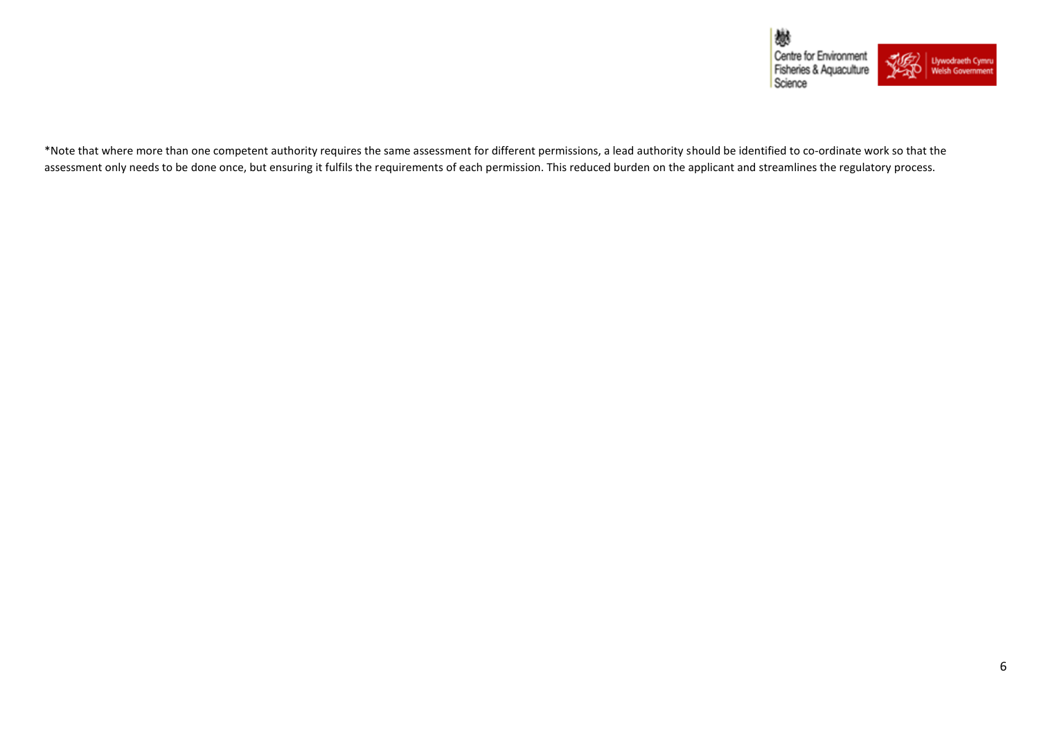*Note that where more than one competent authority requires the same assessment for different permissions, a lead authority should be identified to co-ordinate work so that the assessment only needs to be done once, but ensuring it fulfils the requirements of each permission. This reduced burden on the applicant and streamlines the regulatory process.